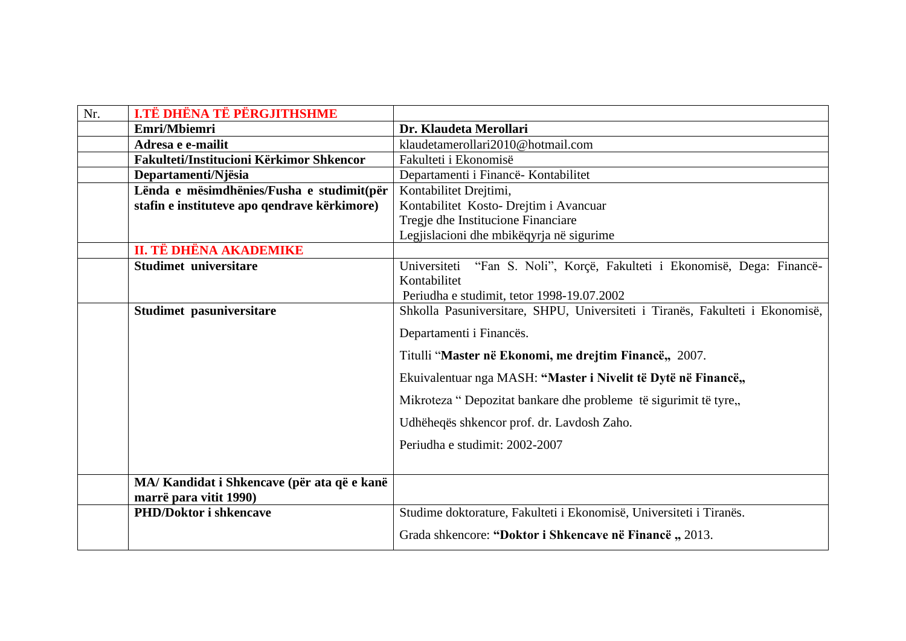| Nr. | **I.TË DHËNA TË PËRGJITHSHME** | |
|---|---|---|
| | **Emri/Mbiemri** | **Dr. Klaudeta Merollari** |
| | **Adresa e e-mailit** | klaudetamerollari2010@hotmail.com |
| | **Fakulteti/Institucioni Kërkimor Shkencor** | Fakulteti i Ekonomisë |
| | **Departamenti/Njësia** | Departamenti i Financë- Kontabilitet |
| | **Lënda e mësimdhënies/Fusha e studimit(për stafin e instituteve apo qendrave kërkimore)** | Kontabilitet Drejtimi,<br>Kontabilitet Kosto- Drejtim i Avancuar<br>Tregje dhe Institucione Financiare<br>Legjislacioni dhe mbikëqyrja në sigurime |
| | **II. TË DHËNA AKADEMIKE** | |
| | **Studimet universitare** | Universiteti "Fan S. Noli", Korçë, Fakulteti i Ekonomisë, Dega: Financë-Kontabilitet<br>Periudha e studimit, tetor 1998-19.07.2002 |
| | **Studimet pasuniversitare** | Shkolla Pasuniversitare, SHPU, Universiteti i Tiranës, Fakulteti i Ekonomisë, Departamenti i Financës.<br>Titulli "**Master në Ekonomi, me drejtim Financë,,** 2007.<br>Ekuivalentuar nga MASH: **"Master i Nivelit të Dytë në Financë,,**<br>Mikroteza " Depozitat bankare dhe probleme të sigurimit të tyre,,<br>Udhëheqës shkencor prof. dr. Lavdosh Zaho.<br>Periudha e studimit: 2002-2007 |
| | **MA/ Kandidat i Shkencave (për ata që e kanë marrë para vitit 1990)** | |
| | **PHD/Doktor i shkencave** | Studime doktorature, Fakulteti i Ekonomisë, Universiteti i Tiranës.<br>Grada shkencore: **"Doktor i Shkencave në Financë ,,** 2013. |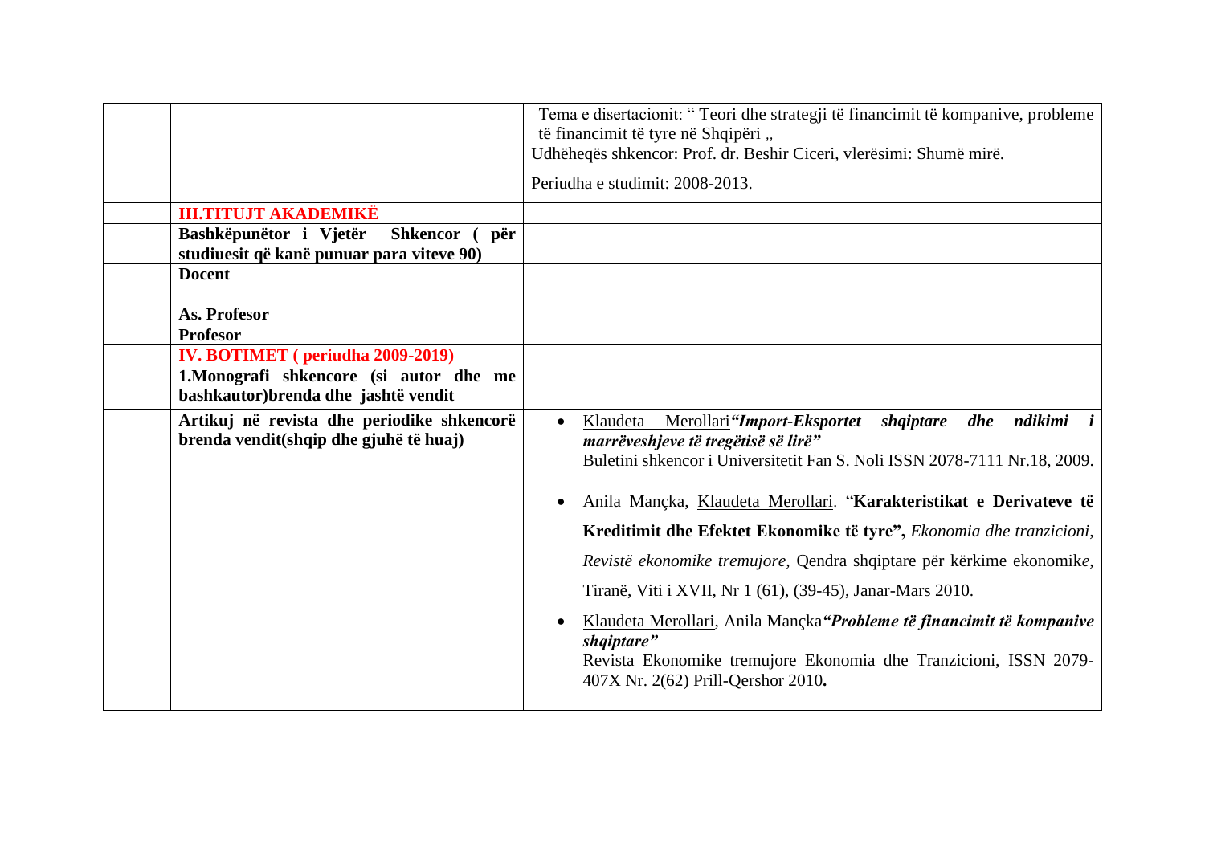| | | |
|---|---|---|
| | | Tema e disertacionit: " Teori dhe strategji të financimit të kompanive, probleme të financimit të tyre në Shqipëri „<br>Udhëheqës shkencor: Prof. dr. Beshir Ciceri, vlerësimi: Shumë mirë.<br>Periudha e studimit: 2008-2013. |
| | **III.TITUJT AKADEMIKË** | |
| | **Bashkëpunëtor i Vjetër Shkencor ( për studiuesit që kanë punuar para viteve 90)** | |
| | **Docent** | |
| | **As. Profesor** | |
| | **Profesor** | |
| | **IV. BOTIMET ( periudha 2009-2019)** | |
| | **1.Monografi shkencore (si autor dhe me bashkautor)brenda dhe jashtë vendit** | |
| | **Artikuj në revista dhe periodike shkencorë brenda vendit(shqip dhe gjuhë të huaj)** | • Klaudeta Merollari ***"Import-Eksportet shqiptare dhe ndikimi i marrëveshjeve të tregëtisë së lirë"*** Buletini shkencor i Universitetit Fan S. Noli ISSN 2078-7111 Nr.18, 2009.<br>• Anila Mançka, Klaudeta Merollari. "**Karakteristikat e Derivateve të Kreditimit dhe Efektet Ekonomike të tyre",** *Ekonomia dhe tranzicioni, Revistë ekonomike tremujore,* Qendra shqiptare për kërkime ekonomike, Tiranë, Viti i XVII, Nr 1 (61), (39-45), Janar-Mars 2010.<br>• Klaudeta Merollari, Anila Mançka ***"Probleme të financimit të kompanive shqiptare"*** Revista Ekonomike tremujore Ekonomia dhe Tranzicioni, ISSN 2079-407X Nr. 2(62) Prill-Qershor 2010**.** |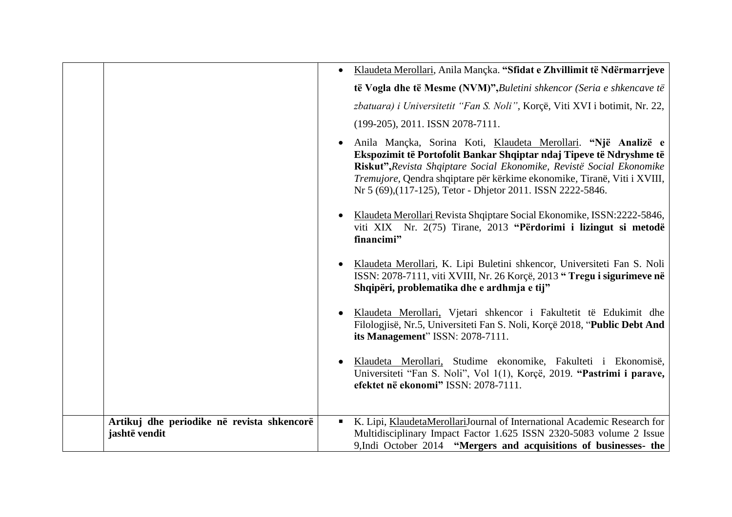| | | |
|---|---|---|
| | | • Klaudeta Merollari, Anila Mançka. **"Sfidat e Zhvillimit të Ndërmarrjeve të Vogla dhe të Mesme (NVM)",** *Buletini shkencor (Seria e shkencave të zbatuara) i Universitetit "Fan S. Noli"*, Korçë, Viti XVI i botimit, Nr. 22, (199-205), 2011. ISSN 2078-7111.<br>• Anila Mançka, Sorina Koti, Klaudeta Merollari. **"Një Analizë e Ekspozimit të Portofolit Bankar Shqiptar ndaj Tipeve të Ndryshme të Riskut",** *Revista Shqiptare Social Ekonomike, Revistë Social Ekonomike Tremujore*, Qendra shqiptare për kërkime ekonomike, Tiranë, Viti i XVIII, Nr 5 (69),(117-125), Tetor - Dhjetor 2011. ISSN 2222-5846.<br>• Klaudeta Merollari Revista Shqiptare Social Ekonomike, ISSN:2222-5846, viti XIX Nr. 2(75) Tirane, 2013 **"Përdorimi i lizingut si metodë financimi"**<br>• Klaudeta Merollari, K. Lipi Buletini shkencor, Universiteti Fan S. Noli ISSN: 2078-7111, viti XVIII, Nr. 26 Korçë, 2013 **" Tregu i sigurimeve në Shqipëri, problematika dhe e ardhmja e tij"**<br>• Klaudeta Merollari, Vjetari shkencor i Fakultetit të Edukimit dhe Filologjisë, Nr.5, Universiteti Fan S. Noli, Korçë 2018, "**Public Debt And its Management**" ISSN: 2078-7111.<br>• Klaudeta Merollari, Studime ekonomike, Fakulteti i Ekonomisë, Universiteti "Fan S. Noli", Vol 1(1), Korçë, 2019. **"Pastrimi i parave, efektet në ekonomi"** ISSN: 2078-7111. |
| | **Artikuj dhe periodike në revista shkencorë jashtë vendit** | ▪ K. Lipi, KlaudetaMerollariJournal of International Academic Research for Multidisciplinary Impact Factor 1.625 ISSN 2320-5083 volume 2 Issue 9,Indi October 2014 **"Mergers and acquisitions of businesses- the** |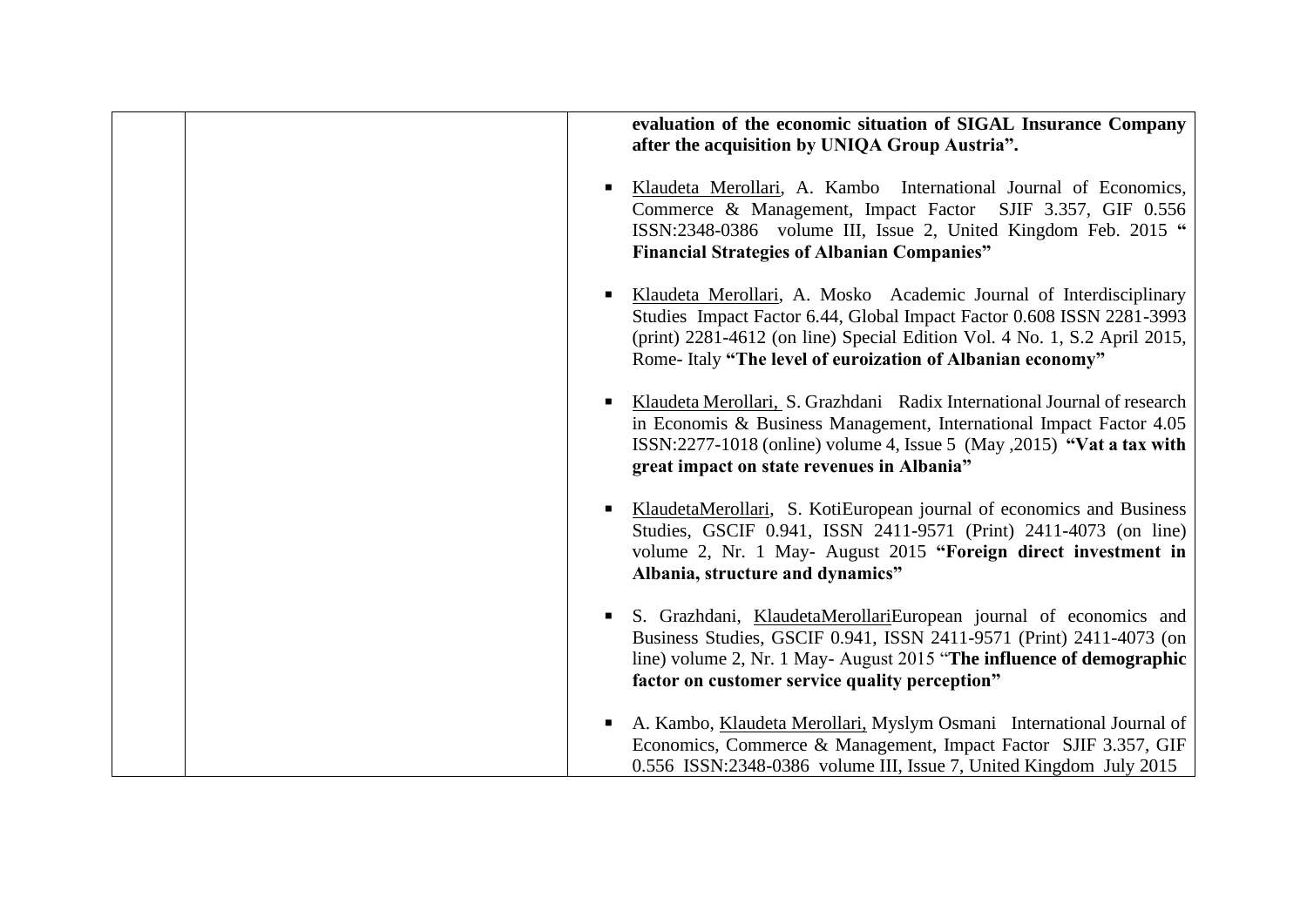| | | **evaluation of the economic situation of SIGAL Insurance Company after the acquisition by UNIQA Group Austria".** <br><br> - Klaudeta Merollari, A. Kambo International Journal of Economics, Commerce & Management, Impact Factor SJIF 3.357, GIF 0.556 ISSN:2348-0386 volume III, Issue 2, United Kingdom Feb. 2015 **" Financial Strategies of Albanian Companies"** <br><br> - Klaudeta Merollari, A. Mosko Academic Journal of Interdisciplinary Studies Impact Factor 6.44, Global Impact Factor 0.608 ISSN 2281-3993 (print) 2281-4612 (on line) Special Edition Vol. 4 No. 1, S.2 April 2015, Rome- Italy **"The level of euroization of Albanian economy"** <br><br> - Klaudeta Merollari, S. Grazhdani Radix International Journal of research in Economis & Business Management, International Impact Factor 4.05 ISSN:2277-1018 (online) volume 4, Issue 5 (May ,2015) **"Vat a tax with great impact on state revenues in Albania"** <br><br> - KlaudetaMerollari, S. KotiEuropean journal of economics and Business Studies, GSCIF 0.941, ISSN 2411-9571 (Print) 2411-4073 (on line) volume 2, Nr. 1 May- August 2015 **"Foreign direct investment in Albania, structure and dynamics"** <br><br> - S. Grazhdani, KlaudetaMerollariEuropean journal of economics and Business Studies, GSCIF 0.941, ISSN 2411-9571 (Print) 2411-4073 (on line) volume 2, Nr. 1 May- August 2015 "**The influence of demographic factor on customer service quality perception"** <br><br> - A. Kambo, Klaudeta Merollari, Myslym Osmani International Journal of Economics, Commerce & Management, Impact Factor SJIF 3.357, GIF 0.556 ISSN:2348-0386 volume III, Issue 7, United Kingdom July 2015 |
|---|---|---|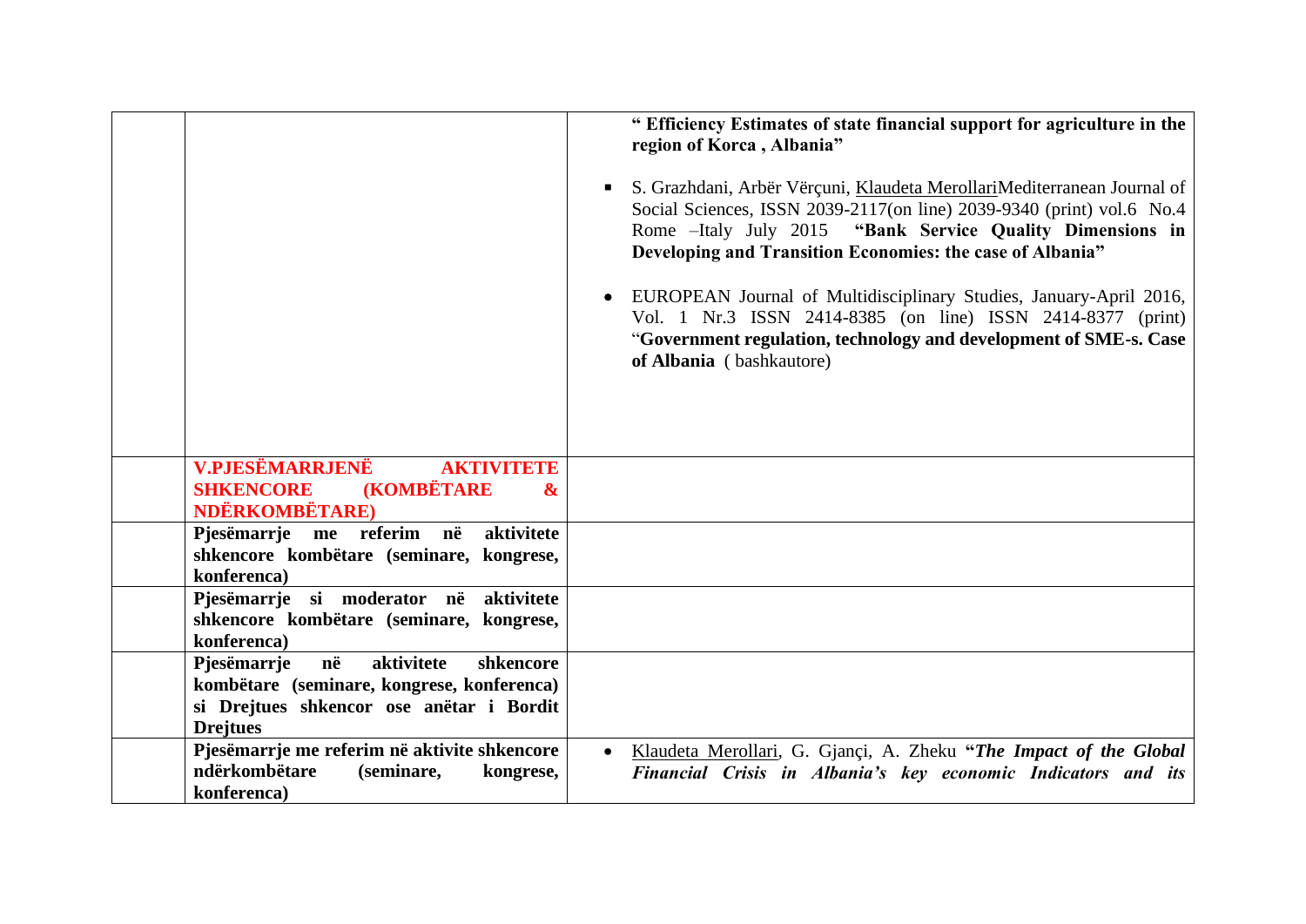| | | |
|---|---|---|
| | | **" Efficiency Estimates of state financial support for agriculture in the region of Korca , Albania"**<br><br>▪ S. Grazhdani, Arbër Vërçuni, Klaudeta MerollariMediterranean Journal of Social Sciences, ISSN 2039-2117(on line) 2039-9340 (print) vol.6 No.4 Rome –Italy July 2015 **"Bank Service Quality Dimensions in Developing and Transition Economies: the case of Albania"**<br><br>• EUROPEAN Journal of Multidisciplinary Studies, January-April 2016, Vol. 1 Nr.3 ISSN 2414-8385 (on line) ISSN 2414-8377 (print) "**Government regulation, technology and development of SME-s. Case of Albania** ( bashkautore) |
| | **V.PJESËMARRJENË AKTIVITETE SHKENCORE (KOMBËTARE & NDËRKOMBËTARE)** | |
| | **Pjesëmarrje me referim në aktivitete shkencore kombëtare (seminare, kongrese, konferenca)** | |
| | **Pjesëmarrje si moderator në aktivitete shkencore kombëtare (seminare, kongrese, konferenca)** | |
| | **Pjesëmarrje në aktivitete shkencore kombëtare (seminare, kongrese, konferenca) si Drejtues shkencor ose anëtar i Bordit Drejtues** | |
| | **Pjesëmarrje me referim në aktivite shkencore ndërkombëtare (seminare, kongrese, konferenca)** | • Klaudeta Merollari, G. Gjançi, A. Zheku **"*The Impact of the Global Financial Crisis in Albania's key economic Indicators and its*** |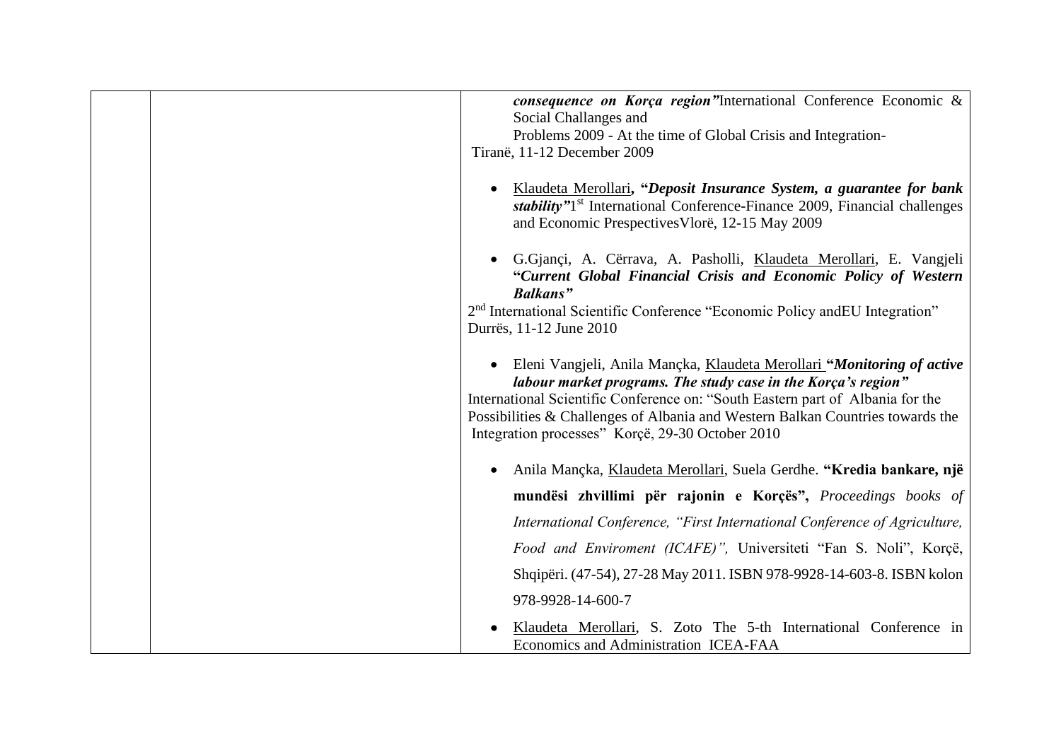| | | *consequence on Korça region"* International Conference Economic & Social Challanges and Problems 2009 - At the time of Global Crisis and Integration- Tiranë, 11-12 December 2009<br><br>• Klaudeta Merollari, "*Deposit Insurance System, a guarantee for bank stability"* 1st International Conference-Finance 2009, Financial challenges and Economic PrespectivesVlorë, 12-15 May 2009<br><br>• G.Gjançi, A. Cërrava, A. Pasholli, Klaudeta Merollari, E. Vangjeli "*Current Global Financial Crisis and Economic Policy of Western Balkans"* 2nd International Scientific Conference "Economic Policy andEU Integration" Durrës, 11-12 June 2010<br><br>• Eleni Vangjeli, Anila Mançka, Klaudeta Merollari "*Monitoring of active labour market programs. The study case in the Korça's region"* International Scientific Conference on: "South Eastern part of Albania for the Possibilities & Challenges of Albania and Western Balkan Countries towards the Integration processes" Korçë, 29-30 October 2010<br><br>• Anila Mançka, Klaudeta Merollari, Suela Gerdhe. **"Kredia bankare, një mundësi zhvillimi për rajonin e Korçës",** *Proceedings books of International Conference, "First International Conference of Agriculture, Food and Enviroment (ICAFE)",* Universiteti "Fan S. Noli", Korçë, Shqipëri. (47-54), 27-28 May 2011. ISBN 978-9928-14-603-8. ISBN kolon 978-9928-14-600-7<br><br>• Klaudeta Merollari, S. Zoto The 5-th International Conference in Economics and Administration ICEA-FAA |
|---|---|---|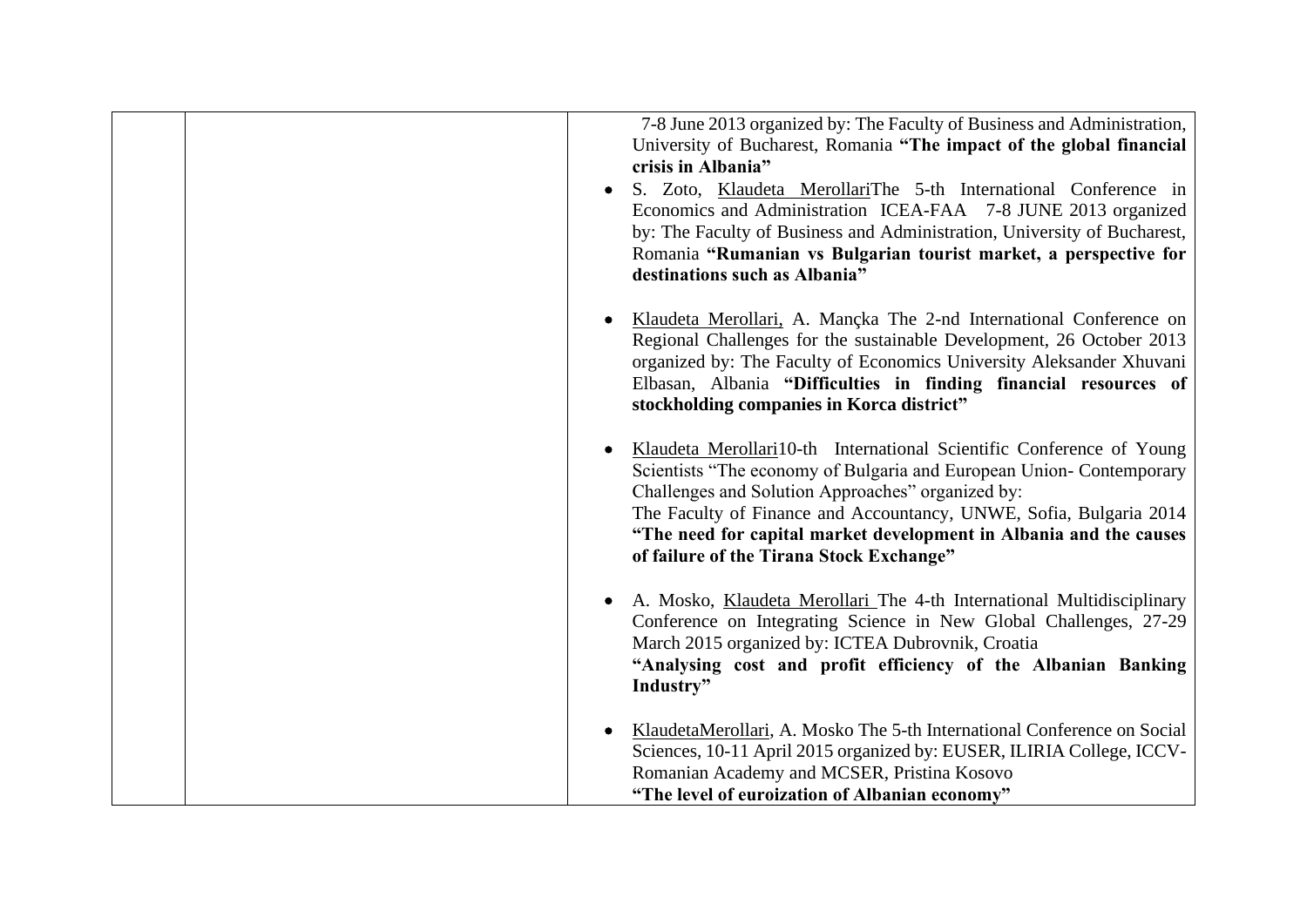| | | 7-8 June 2013 organized by: The Faculty of Business and Administration, University of Bucharest, Romania **"The impact of the global financial crisis in Albania"**<br>• S. Zoto, Klaudeta MerollariThe 5-th International Conference in Economics and Administration ICEA-FAA 7-8 JUNE 2013 organized by: The Faculty of Business and Administration, University of Bucharest, Romania **"Rumanian vs Bulgarian tourist market, a perspective for destinations such as Albania"**<br><br>• Klaudeta Merollari, A. Mançka The 2-nd International Conference on Regional Challenges for the sustainable Development, 26 October 2013 organized by: The Faculty of Economics University Aleksander Xhuvani Elbasan, Albania **"Difficulties in finding financial resources of stockholding companies in Korca district"**<br><br>• Klaudeta Merollari10-th International Scientific Conference of Young Scientists "The economy of Bulgaria and European Union- Contemporary Challenges and Solution Approaches" organized by:<br>The Faculty of Finance and Accountancy, UNWE, Sofia, Bulgaria 2014 **"The need for capital market development in Albania and the causes of failure of the Tirana Stock Exchange"**<br><br>• A. Mosko, Klaudeta Merollari The 4-th International Multidisciplinary Conference on Integrating Science in New Global Challenges, 27-29 March 2015 organized by: ICTEA Dubrovnik, Croatia<br>**"Analysing cost and profit efficiency of the Albanian Banking Industry"**<br><br>• KlaudetaMerollari, A. Mosko The 5-th International Conference on Social Sciences, 10-11 April 2015 organized by: EUSER, ILIRIA College, ICCV-Romanian Academy and MCSER, Pristina Kosovo<br>**"The level of euroization of Albanian economy"** |
|---|---|---|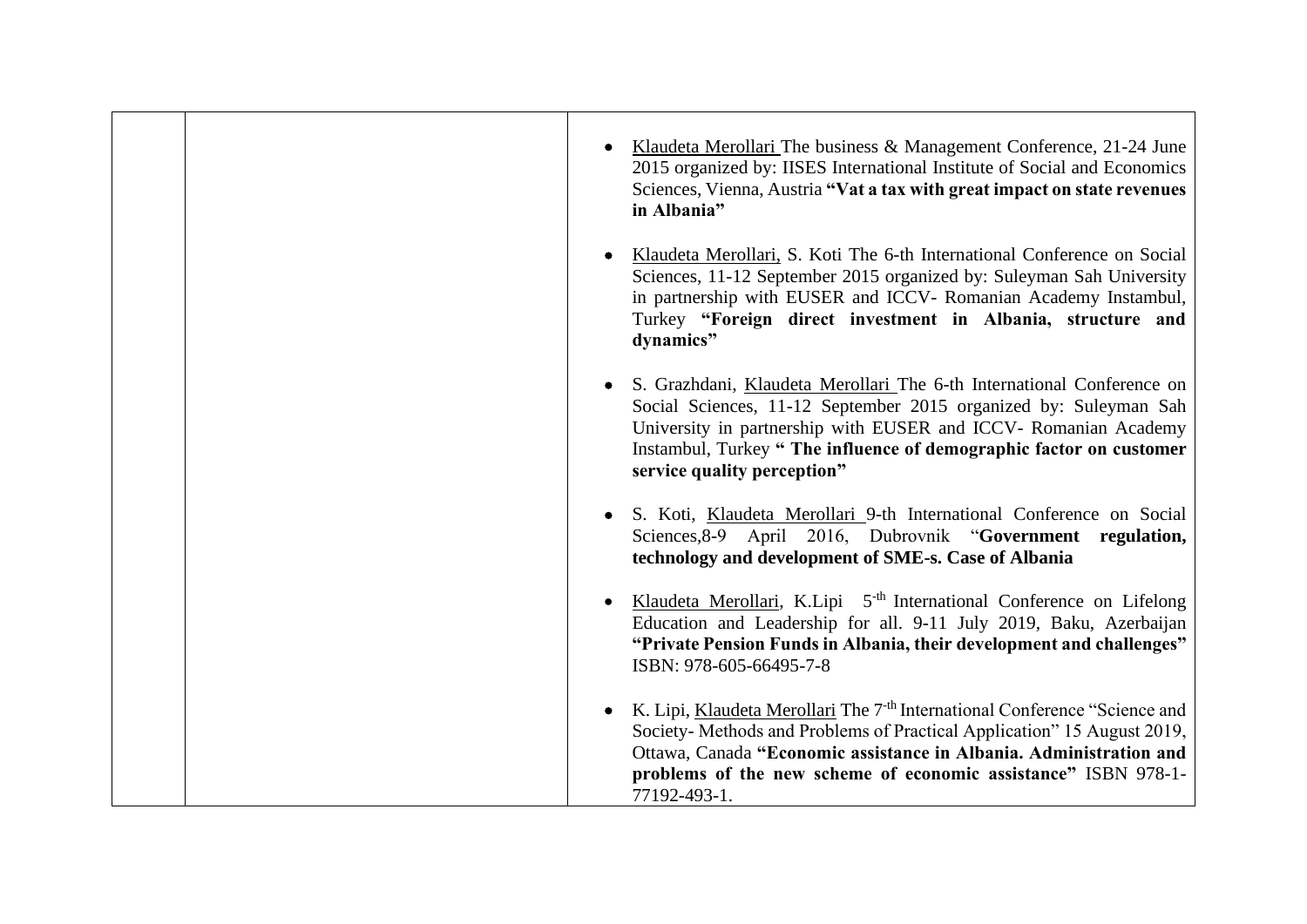| | | |
|---|---|---|
| | | <ul><li>Klaudeta Merollari The business & Management Conference, 21-24 June 2015 organized by: IISES International Institute of Social and Economics Sciences, Vienna, Austria **“Vat a tax with great impact on state revenues in Albania”**</li><li>Klaudeta Merollari, S. Koti The 6-th International Conference on Social Sciences, 11-12 September 2015 organized by: Suleyman Sah University in partnership with EUSER and ICCV- Romanian Academy Instambul, Turkey **“Foreign direct investment in Albania, structure and dynamics”**</li><li>S. Grazhdani, Klaudeta Merollari The 6-th International Conference on Social Sciences, 11-12 September 2015 organized by: Suleyman Sah University in partnership with EUSER and ICCV- Romanian Academy Instambul, Turkey **“ The influence of demographic factor on customer service quality perception”**</li><li>S. Koti, Klaudeta Merollari 9-th International Conference on Social Sciences,8-9 April 2016, Dubrovnik “**Government regulation, technology and development of SME-s. Case of Albania**</li><li>Klaudeta Merollari, K.Lipi 5-th International Conference on Lifelong Education and Leadership for all. 9-11 July 2019, Baku, Azerbaijan **“Private Pension Funds in Albania, their development and challenges”** ISBN: 978-605-66495-7-8</li><li>K. Lipi, Klaudeta Merollari The 7-th International Conference “Science and Society- Methods and Problems of Practical Application” 15 August 2019, Ottawa, Canada **“Economic assistance in Albania. Administration and problems of the new scheme of economic assistance”** ISBN 978-1-77192-493-1.</li></ul> |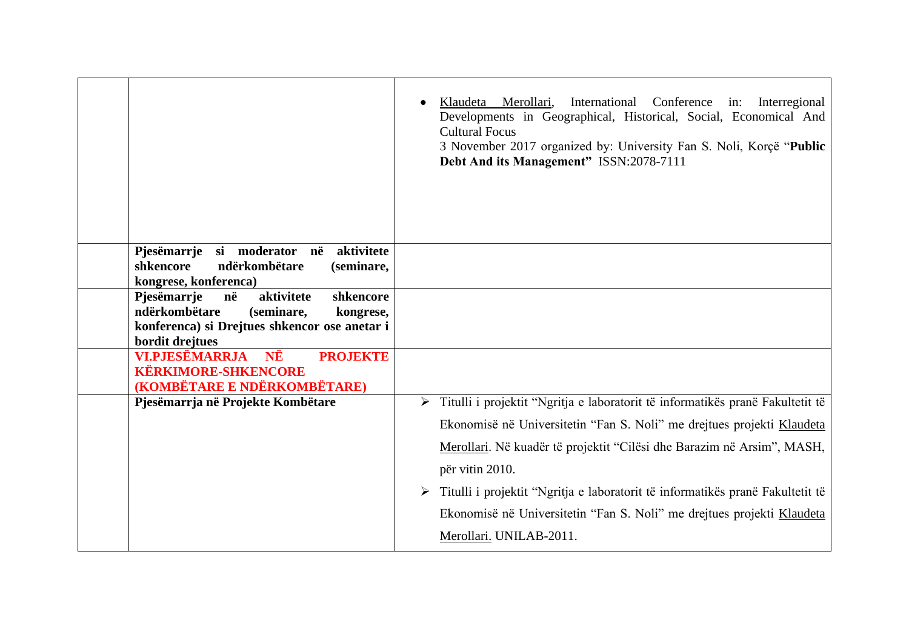| | | |
|---|---|---|
| | | • Klaudeta Merollari, International Conference in: Interregional Developments in Geographical, Historical, Social, Economical And Cultural Focus<br>3 November 2017 organized by: University Fan S. Noli, Korçë "**Public Debt And its Management"** ISSN:2078-7111 |
| | **Pjesëmarrje si moderator në aktivitete shkencore ndërkombëtare (seminare, kongrese, konferenca)** | |
| | **Pjesëmarrje në aktivitete shkencore ndërkombëtare (seminare, kongrese, konferenca) si Drejtues shkencor ose anetar i bordit drejtues** | |
| | **VI.PJESËMARRJA NË PROJEKTE KËRKIMORE-SHKENCORE (KOMBËTARE E NDËRKOMBËTARE)** | |
| | **Pjesëmarrja në Projekte Kombëtare** | ➢ Titulli i projektit "Ngritja e laboratorit të informatikës pranë Fakultetit të Ekonomisë në Universitetin "Fan S. Noli" me drejtues projekti Klaudeta Merollari. Në kuadër të projektit "Cilësi dhe Barazim në Arsim", MASH, për vitin 2010.<br>➢ Titulli i projektit "Ngritja e laboratorit të informatikës pranë Fakultetit të Ekonomisë në Universitetin "Fan S. Noli" me drejtues projekti Klaudeta Merollari. UNILAB-2011. |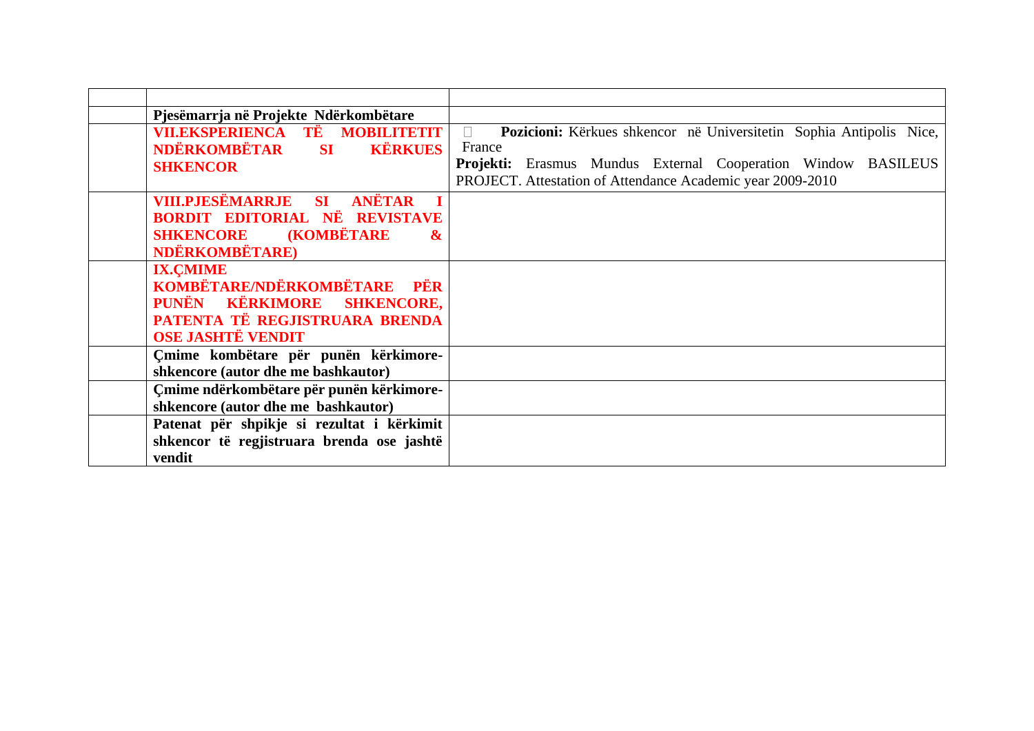| | | |
|---|---|---|
| | | |
| | **Pjesëmarrja në Projekte Ndërkombëtare** | |
| | **VII.EKSPERIENCA TË MOBILITETIT NDËRKOMBËTAR SI KËRKUES SHKENCOR** | **Pozicioni:** Kërkues shkencor në Universitetin Sophia Antipolis Nice, France<br>**Projekti:** Erasmus Mundus External Cooperation Window BASILEUS PROJECT. Attestation of Attendance Academic year 2009-2010 |
| | **VIII.PJESËMARRJE SI ANËTAR I BORDIT EDITORIAL NË REVISTAVE SHKENCORE (KOMBËTARE & NDËRKOMBËTARE)** | |
| | **IX.ÇMIME KOMBËTARE/NDËRKOMBËTARE PËR PUNËN KËRKIMORE SHKENCORE, PATENTA TË REGJISTRUARA BRENDA OSE JASHTË VENDIT** | |
| | **Çmime kombëtare për punën kërkimore-shkencore (autor dhe me bashkautor)** | |
| | **Çmime ndërkombëtare për punën kërkimore-shkencore (autor dhe me bashkautor)** | |
| | **Patenat për shpikje si rezultat i kërkimit shkencor të regjistruara brenda ose jashtë vendit** | |